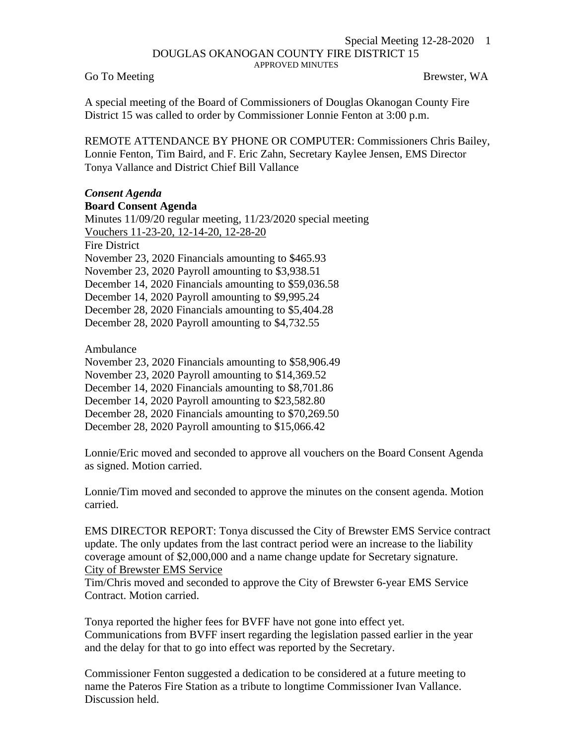# DOUGLAS OKANOGAN COUNTY FIRE DISTRICT 15

APPROVED MINUTES

Go To Meeting                                                                                                      Brewster, WA

A special meeting of the Board of Commissioners of Douglas Okanogan County Fire District 15 was called to order by Commissioner Lonnie Fenton at 3:00 p.m.

REMOTE ATTENDANCE BY PHONE OR COMPUTER: Commissioners Chris Bailey, Lonnie Fenton, Tim Baird, and F. Eric Zahn, Secretary Kaylee Jensen, EMS Director Tonya Vallance and District Chief Bill Vallance

***Consent Agenda***

**Board Consent Agenda**

Minutes 11/09/20 regular meeting, 11/23/2020 special meeting

Vouchers 11-23-20, 12-14-20, 12-28-20

Fire District

November 23, 2020 Financials amounting to $465.93
November 23, 2020 Payroll amounting to $3,938.51
December 14, 2020 Financials amounting to $59,036.58
December 14, 2020 Payroll amounting to $9,995.24
December 28, 2020 Financials amounting to $5,404.28
December 28, 2020 Payroll amounting to $4,732.55

Ambulance

November 23, 2020 Financials amounting to $58,906.49
November 23, 2020 Payroll amounting to $14,369.52
December 14, 2020 Financials amounting to $8,701.86
December 14, 2020 Payroll amounting to $23,582.80
December 28, 2020 Financials amounting to $70,269.50
December 28, 2020 Payroll amounting to $15,066.42

Lonnie/Eric moved and seconded to approve all vouchers on the Board Consent Agenda as signed. Motion carried.

Lonnie/Tim moved and seconded to approve the minutes on the consent agenda. Motion carried.

EMS DIRECTOR REPORT: Tonya discussed the City of Brewster EMS Service contract update. The only updates from the last contract period were an increase to the liability coverage amount of $2,000,000 and a name change update for Secretary signature.

City of Brewster EMS Service

Tim/Chris moved and seconded to approve the City of Brewster 6-year EMS Service Contract. Motion carried.

Tonya reported the higher fees for BVFF have not gone into effect yet. Communications from BVFF insert regarding the legislation passed earlier in the year and the delay for that to go into effect was reported by the Secretary.

Commissioner Fenton suggested a dedication to be considered at a future meeting to name the Pateros Fire Station as a tribute to longtime Commissioner Ivan Vallance. Discussion held.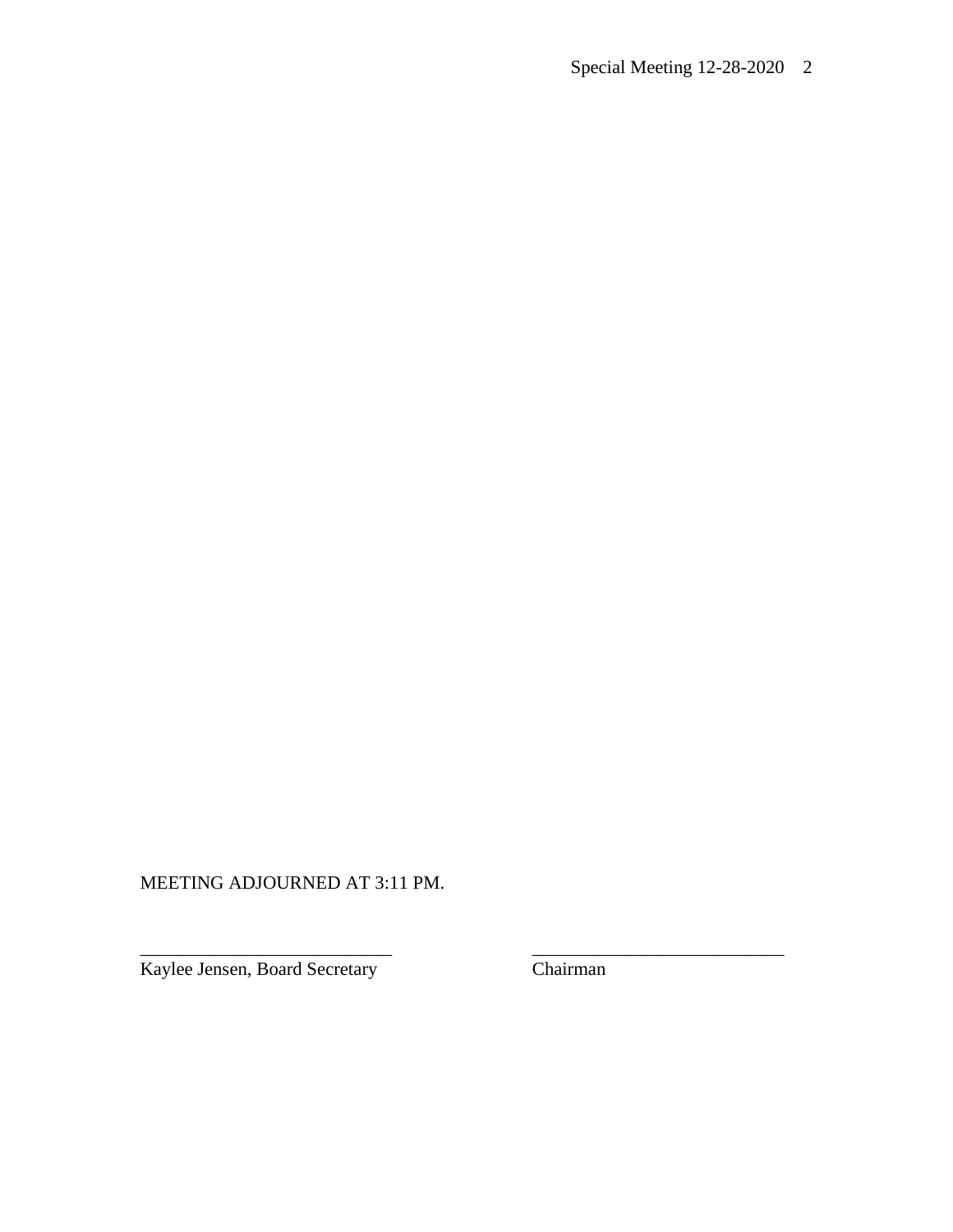MEETING ADJOURNED AT 3:11 PM.

___________________________ ___________________________

Kaylee Jensen, Board Secretary Chairman